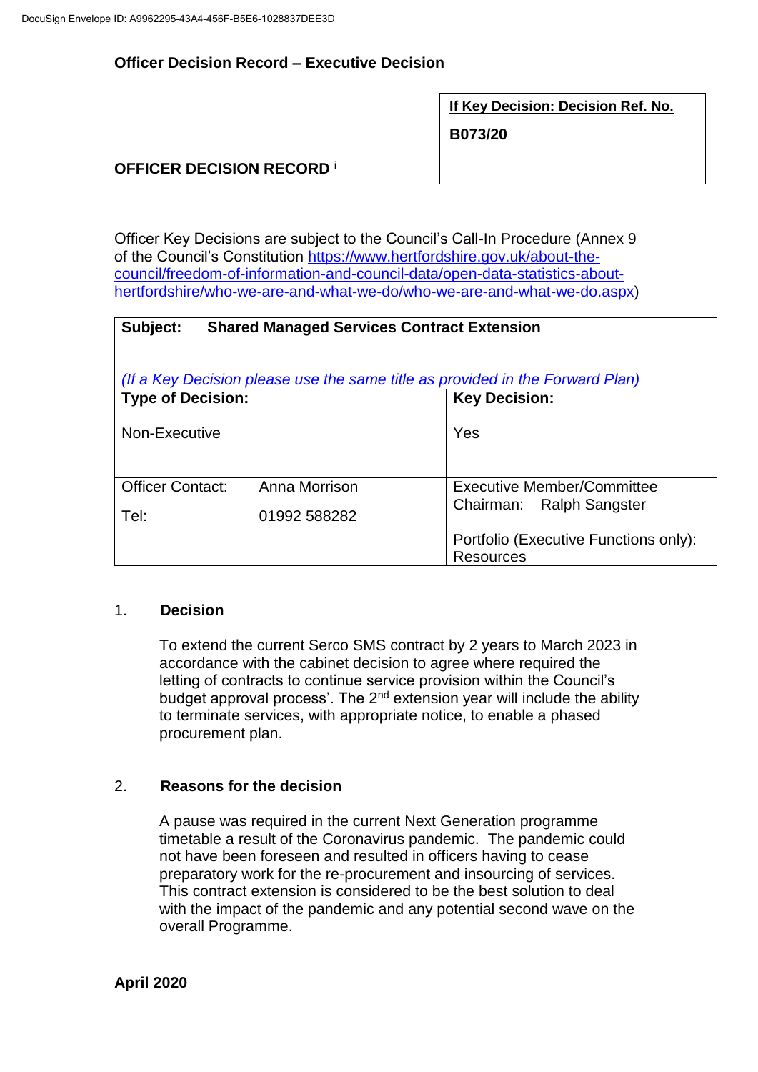**Officer Decision Record – Executive Decision**

| If Key Decision: Decision Ref. No. |
|---|
| **B073/20** |

**OFFICER DECISION RECORD** [i]

Officer Key Decisions are subject to the Council's Call-In Procedure (Annex 9 of the Council's Constitution https://www.hertfordshire.gov.uk/about-the-council/freedom-of-information-and-council-data/open-data-statistics-about-hertfordshire/who-we-are-and-what-we-do/who-we-are-and-what-we-do.aspx)

| **Subject: Shared Managed Services Contract Extension** <br><br> *(If a Key Decision please use the same title as provided in the Forward Plan)* | |
|---|---|
| **Type of Decision:** <br><br> Non-Executive | **Key Decision:** <br><br> Yes |
| Officer Contact: Anna Morrison <br><br> Tel: 01992 588282 | Executive Member/Committee Chairman: Ralph Sangster <br><br> Portfolio (Executive Functions only): Resources |

1. **Decision**

   To extend the current Serco SMS contract by 2 years to March 2023 in accordance with the cabinet decision to agree where required the letting of contracts to continue service provision within the Council's budget approval process'. The 2nd extension year will include the ability to terminate services, with appropriate notice, to enable a phased procurement plan.

2. **Reasons for the decision**

   A pause was required in the current Next Generation programme timetable a result of the Coronavirus pandemic. The pandemic could not have been foreseen and resulted in officers having to cease preparatory work for the re-procurement and insourcing of services. This contract extension is considered to be the best solution to deal with the impact of the pandemic and any potential second wave on the overall Programme.

**April 2020**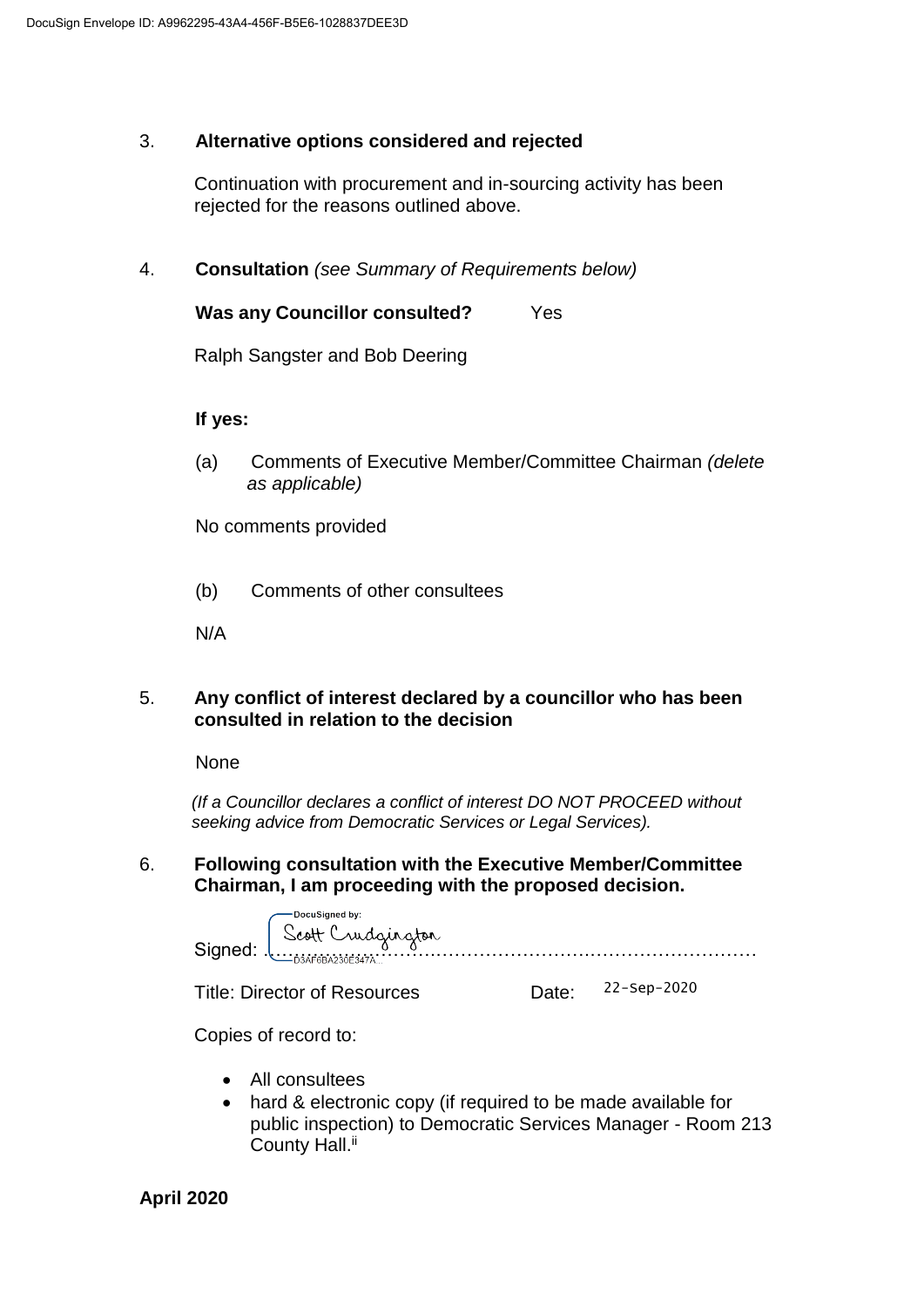## 3. Alternative options considered and rejected

Continuation with procurement and in-sourcing activity has been rejected for the reasons outlined above.

## 4. Consultation *(see Summary of Requirements below)*

**Was any Councillor consulted?** Yes

Ralph Sangster and Bob Deering

**If yes:**

(a) Comments of Executive Member/Committee Chairman *(delete as applicable)*

No comments provided

(b) Comments of other consultees

N/A

## 5. Any conflict of interest declared by a councillor who has been consulted in relation to the decision

None

*(If a Councillor declares a conflict of interest DO NOT PROCEED without seeking advice from Democratic Services or Legal Services).*

## 6. Following consultation with the Executive Member/Committee Chairman, I am proceeding with the proposed decision.

Signed: DocuSigned by: Scott Crudgington D3AF6DA230E347A...

Title: Director of Resources Date: 22-Sep-2020

Copies of record to:

- All consultees
- hard & electronic copy (if required to be made available for public inspection) to Democratic Services Manager - Room 213 County Hall.[ii]

**April 2020**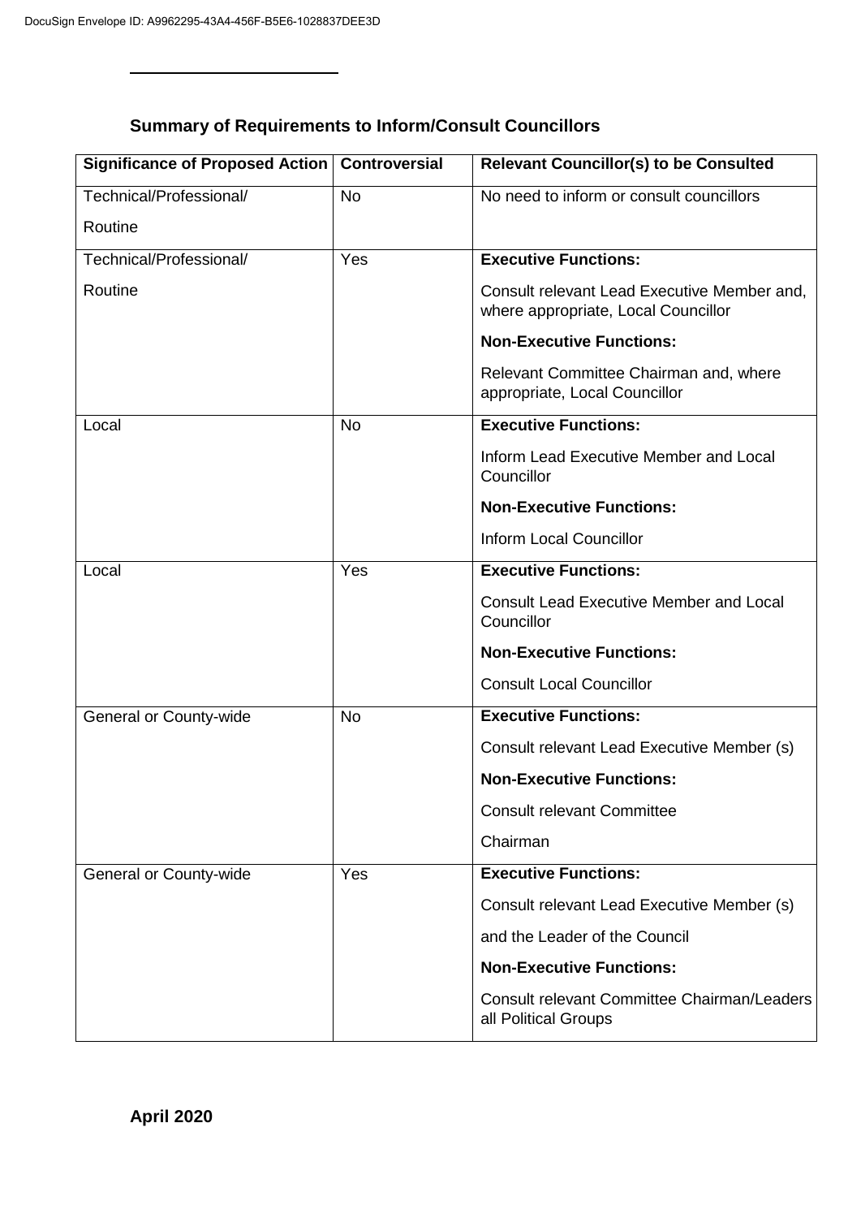## Summary of Requirements to Inform/Consult Councillors

| Significance of Proposed Action | Controversial | Relevant Councillor(s) to be Consulted |
|---|---|---|
| Technical/Professional/ Routine | No | No need to inform or consult councillors |
| Technical/Professional/ Routine | Yes | **Executive Functions:** Consult relevant Lead Executive Member and, where appropriate, Local Councillor **Non-Executive Functions:** Relevant Committee Chairman and, where appropriate, Local Councillor |
| Local | No | **Executive Functions:** Inform Lead Executive Member and Local Councillor **Non-Executive Functions:** Inform Local Councillor |
| Local | Yes | **Executive Functions:** Consult Lead Executive Member and Local Councillor **Non-Executive Functions:** Consult Local Councillor |
| General or County-wide | No | **Executive Functions:** Consult relevant Lead Executive Member (s) **Non-Executive Functions:** Consult relevant Committee Chairman |
| General or County-wide | Yes | **Executive Functions:** Consult relevant Lead Executive Member (s) and the Leader of the Council **Non-Executive Functions:** Consult relevant Committee Chairman/Leaders all Political Groups |

**April 2020**